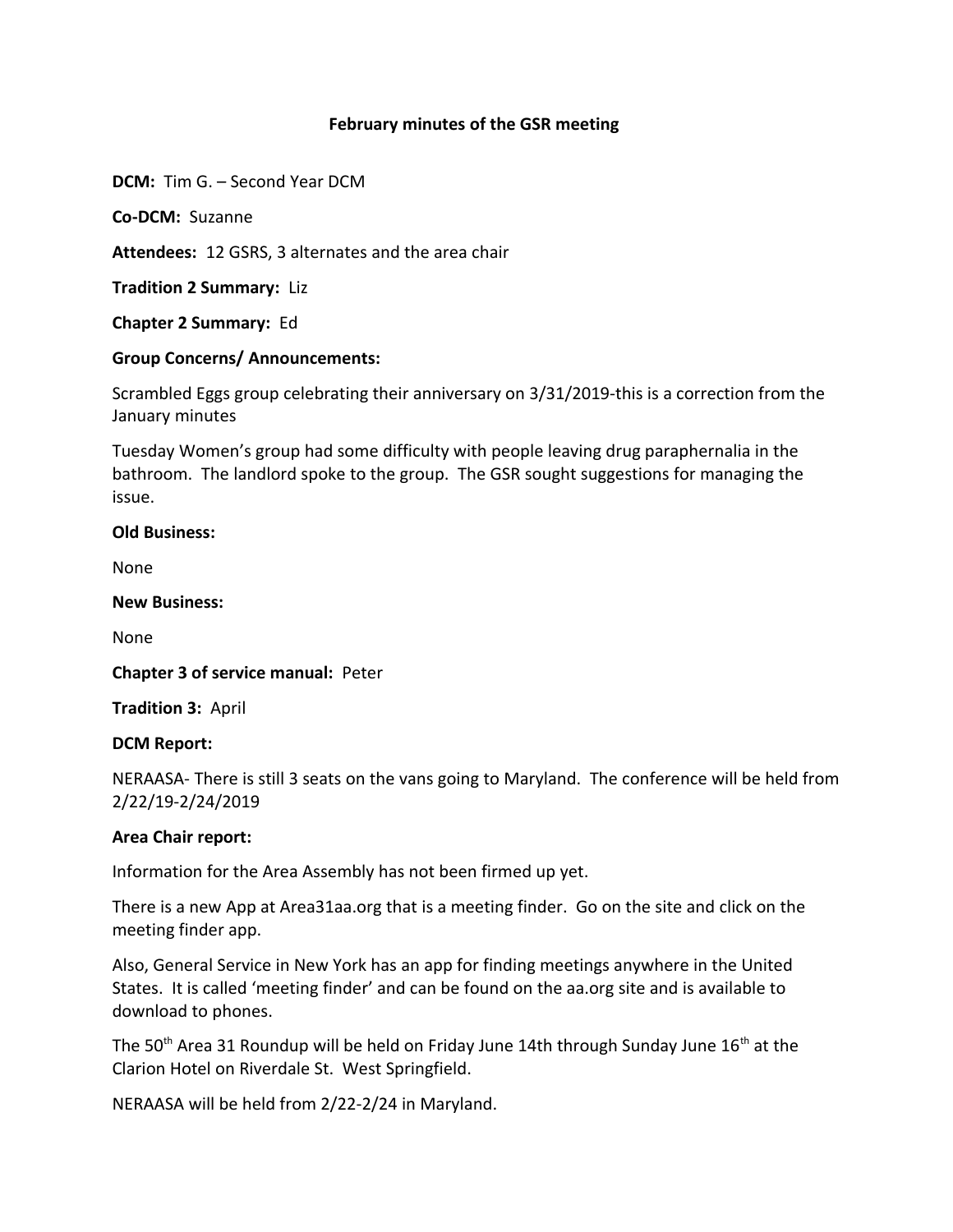# February minutes of the GSR meeting

**DCM:** Tim G. – Second Year DCM

**Co-DCM:** Suzanne

**Attendees:** 12 GSRS, 3 alternates and the area chair

**Tradition 2 Summary:** Liz

**Chapter 2 Summary:** Ed

**Group Concerns/ Announcements:**

Scrambled Eggs group celebrating their anniversary on 3/31/2019-this is a correction from the January minutes

Tuesday Women's group had some difficulty with people leaving drug paraphernalia in the bathroom. The landlord spoke to the group. The GSR sought suggestions for managing the issue.

**Old Business:**

None

**New Business:**

None

**Chapter 3 of service manual:** Peter

**Tradition 3:** April

**DCM Report:**

NERAASA- There is still 3 seats on the vans going to Maryland. The conference will be held from 2/22/19-2/24/2019

**Area Chair report:**

Information for the Area Assembly has not been firmed up yet.

There is a new App at Area31aa.org that is a meeting finder. Go on the site and click on the meeting finder app.

Also, General Service in New York has an app for finding meetings anywhere in the United States. It is called 'meeting finder' and can be found on the aa.org site and is available to download to phones.

The 50th Area 31 Roundup will be held on Friday June 14th through Sunday June 16th at the Clarion Hotel on Riverdale St. West Springfield.

NERAASA will be held from 2/22-2/24 in Maryland.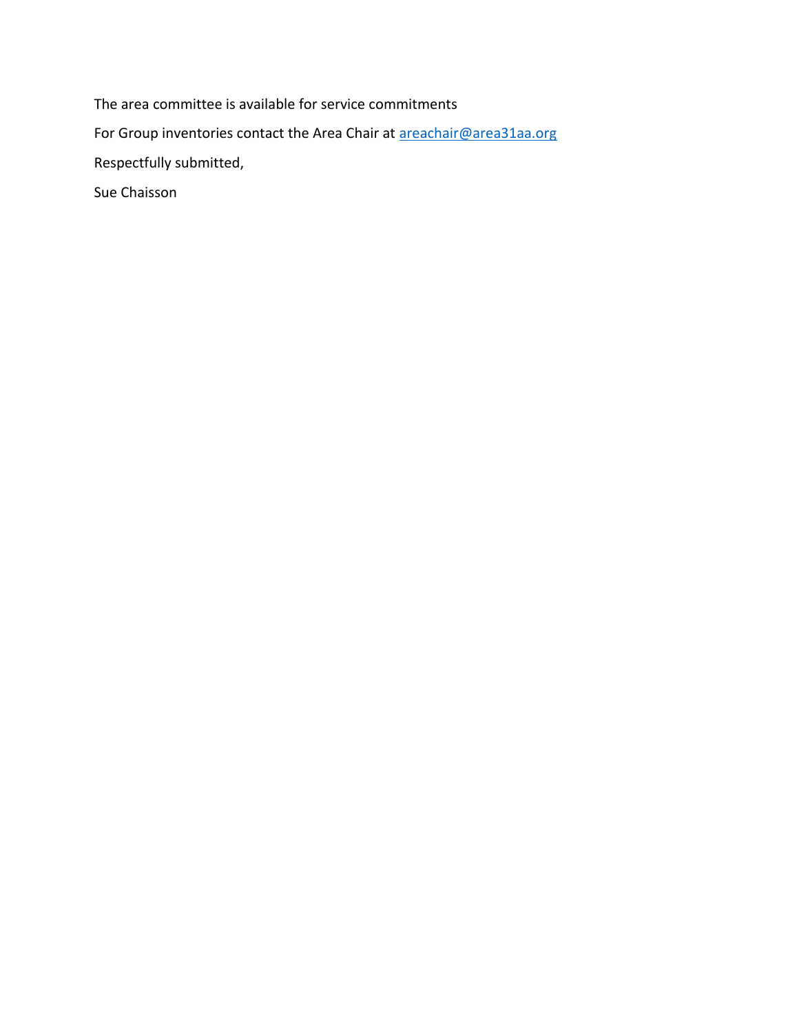The area committee is available for service commitments

For Group inventories contact the Area Chair at areachair@area31aa.org

Respectfully submitted,

Sue Chaisson